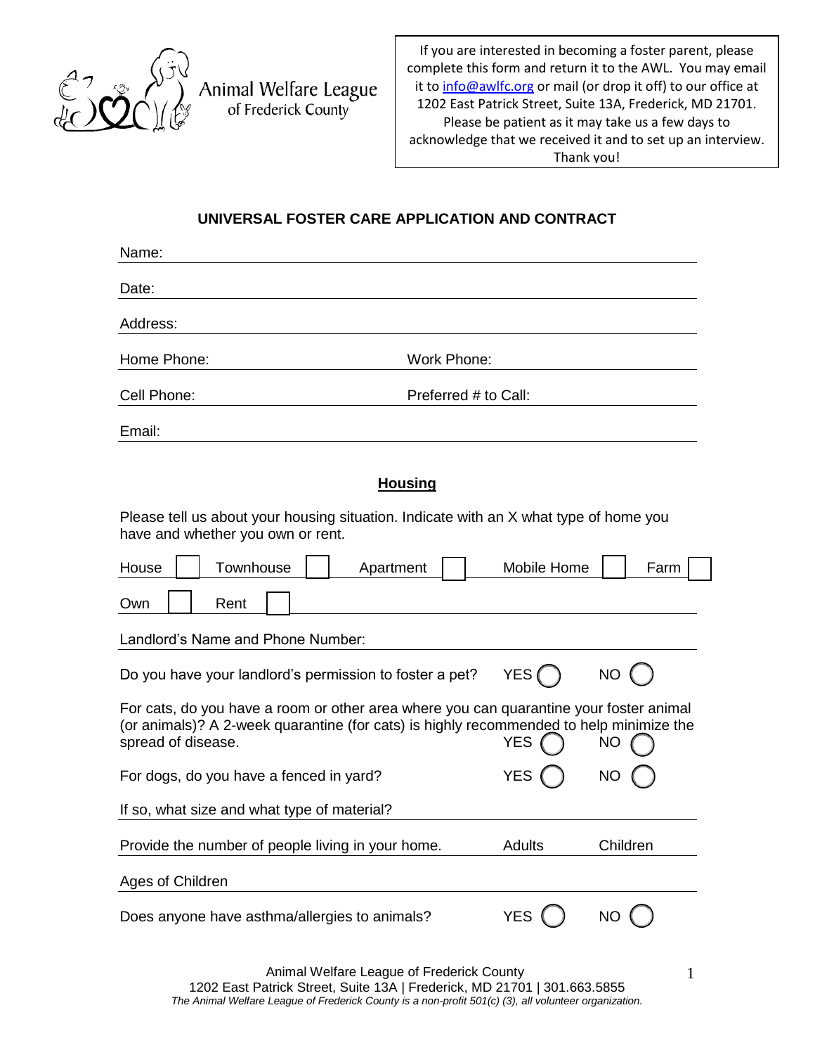Animal Welfare League
of Frederick County

> If you are interested in becoming a foster parent, please complete this form and return it to the AWL. You may email it to info@awlfc.org or mail (or drop it off) to our office at 1202 East Patrick Street, Suite 13A, Frederick, MD 21701. Please be patient as it may take us a few days to acknowledge that we received it and to set up an interview. Thank you!

## UNIVERSAL FOSTER CARE APPLICATION AND CONTRACT

Name: ______________________________

Date: ______________________________

Address: ______________________________

Home Phone: ______________ Work Phone: ______________

Cell Phone: ______________ Preferred # to Call: ______________

Email: ______________________________

### Housing

Please tell us about your housing situation. Indicate with an X what type of home you have and whether you own or rent.

House ☐ Townhouse ☐ Apartment ☐ Mobile Home ☐ Farm ☐

Own ☐ Rent ☐

Landlord's Name and Phone Number: ______________________________

Do you have your landlord's permission to foster a pet? YES ◯ NO ◯

For cats, do you have a room or other area where you can quarantine your foster animal (or animals)? A 2-week quarantine (for cats) is highly recommended to help minimize the spread of disease. YES ◯ NO ◯

For dogs, do you have a fenced in yard? YES ◯ NO ◯

If so, what size and what type of material? ______________________________

Provide the number of people living in your home. Adults ______ Children ______

Ages of Children ______________________________

Does anyone have asthma/allergies to animals? YES ◯ NO ◯

Animal Welfare League of Frederick County
1202 East Patrick Street, Suite 13A | Frederick, MD 21701 | 301.663.5855
*The Animal Welfare League of Frederick County is a non-profit 501(c) (3), all volunteer organization.*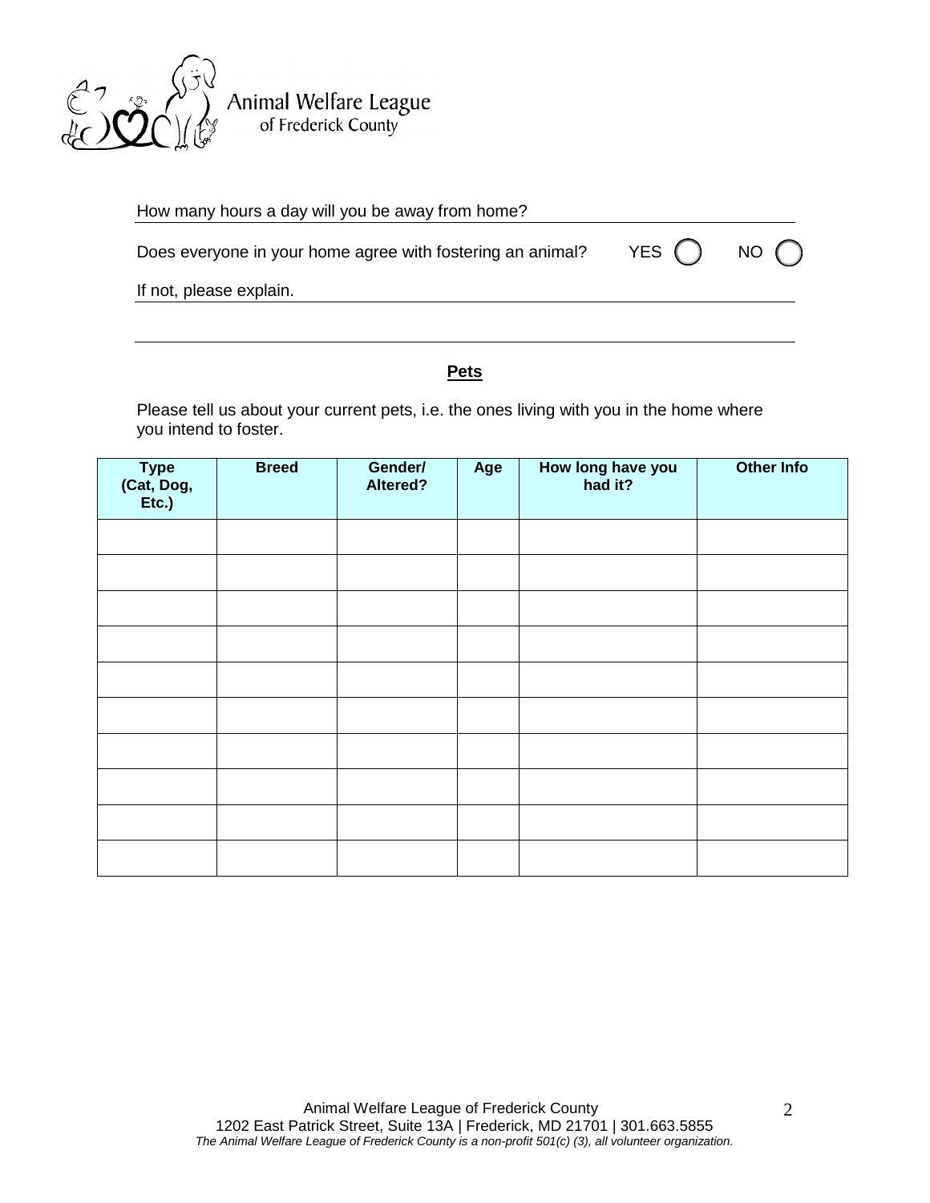Animal Welfare League of Frederick County

How many hours a day will you be away from home? ______________________________

Does everyone in your home agree with fostering an animal? YES ◯ NO ◯

If not, please explain. ______________________________

______________________________

## Pets

Please tell us about your current pets, i.e. the ones living with you in the home where you intend to foster.

| Type (Cat, Dog, Etc.) | Breed | Gender/ Altered? | Age | How long have you had it? | Other Info |
|---|---|---|---|---|---|
| | | | | | |
| | | | | | |
| | | | | | |
| | | | | | |
| | | | | | |
| | | | | | |
| | | | | | |
| | | | | | |
| | | | | | |
| | | | | | |

Animal Welfare League of Frederick County
1202 East Patrick Street, Suite 13A | Frederick, MD 21701 | 301.663.5855
*The Animal Welfare League of Frederick County is a non-profit 501(c) (3), all volunteer organization.*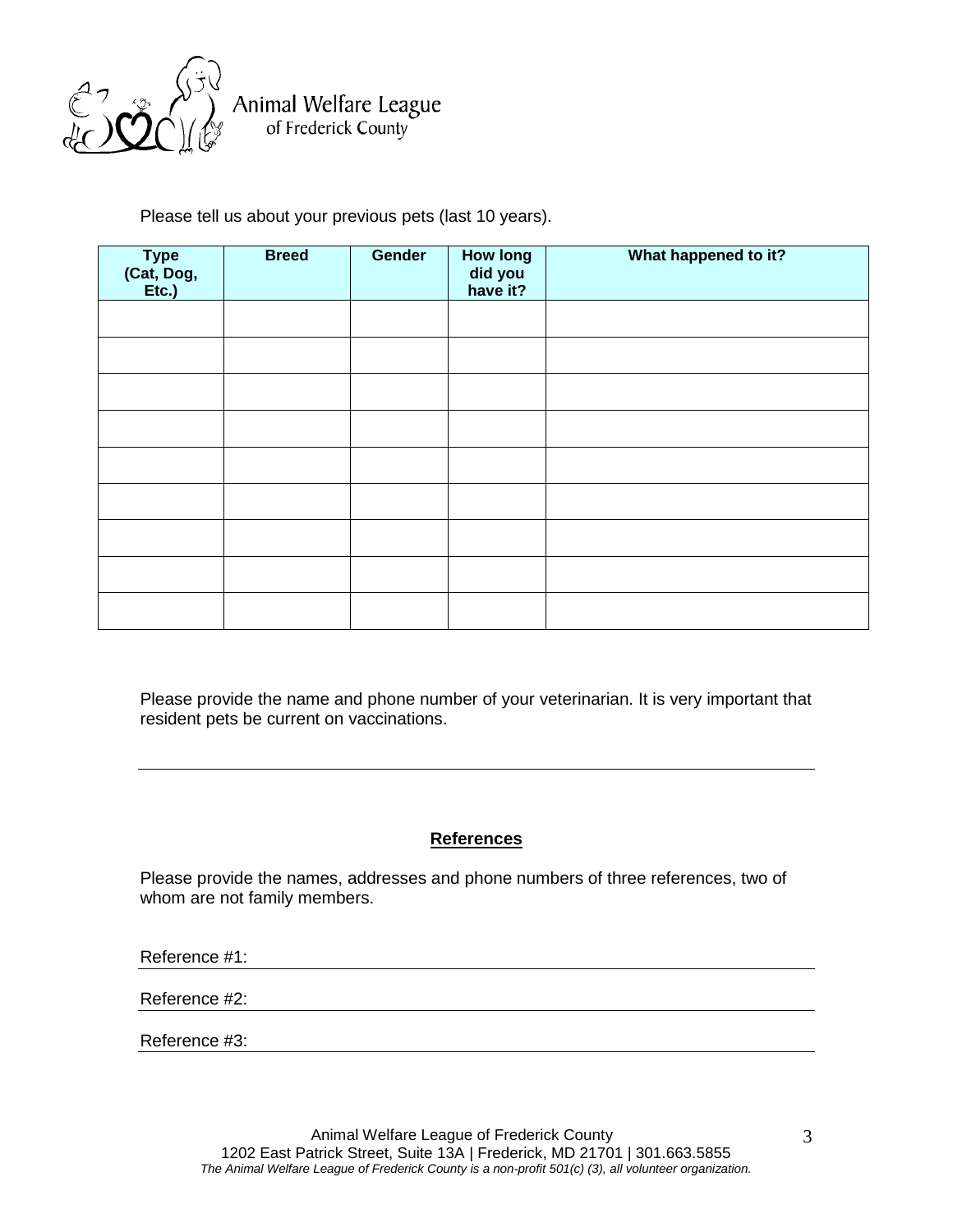Animal Welfare League of Frederick County

Please tell us about your previous pets (last 10 years).

| Type (Cat, Dog, Etc.) | Breed | Gender | How long did you have it? | What happened to it? |
|---|---|---|---|---|
| | | | | |
| | | | | |
| | | | | |
| | | | | |
| | | | | |
| | | | | |
| | | | | |
| | | | | |
| | | | | |

Please provide the name and phone number of your veterinarian. It is very important that resident pets be current on vaccinations.

______________________________________________________________________

**References**

Please provide the names, addresses and phone numbers of three references, two of whom are not family members.

Reference #1: ____________________________________________________________

Reference #2: ____________________________________________________________

Reference #3: ____________________________________________________________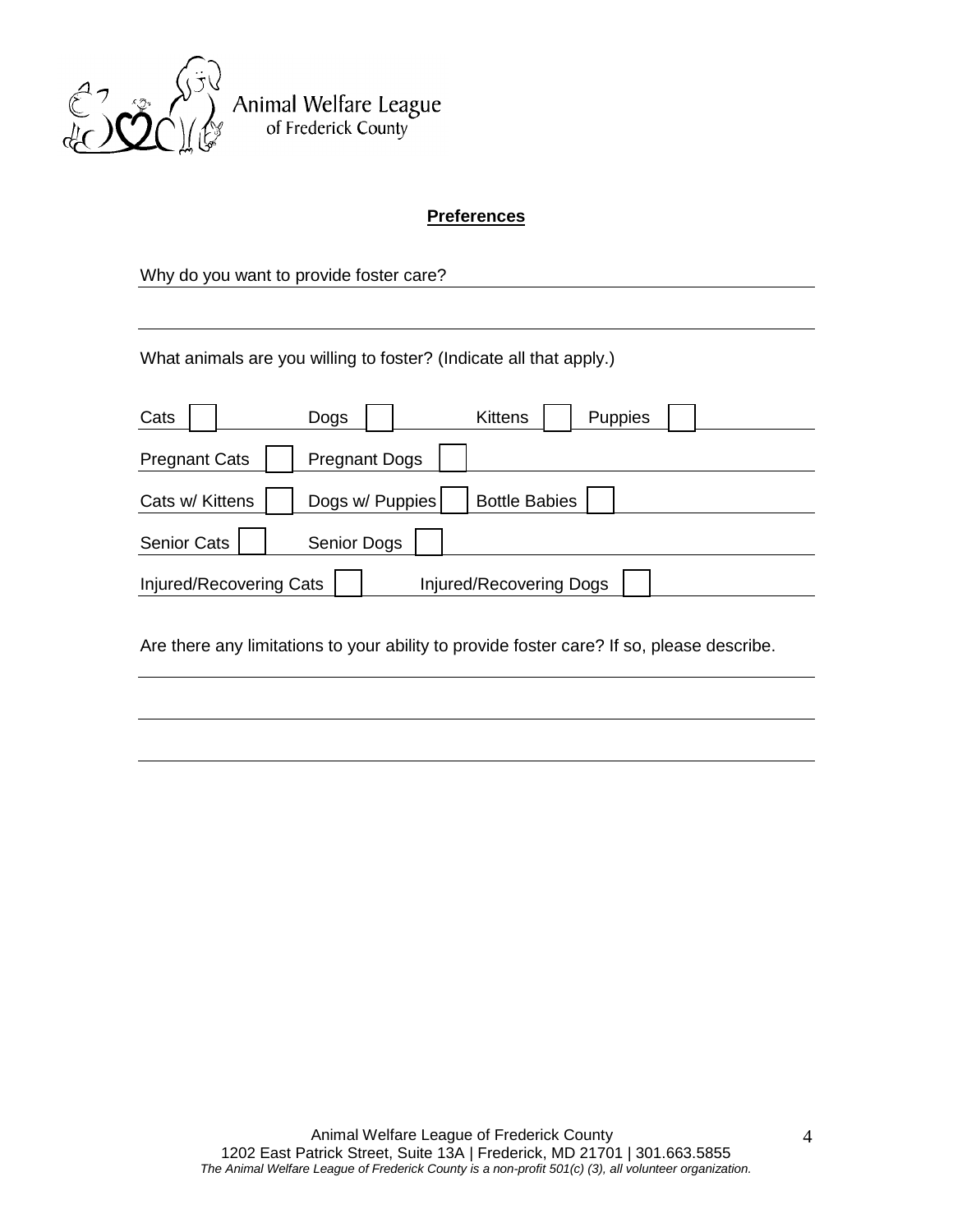Animal Welfare League of Frederick County

## Preferences

Why do you want to provide foster care? ______________________________

______________________________

What animals are you willing to foster? (Indicate all that apply.)

- Cats ☐ Dogs ☐ Kittens ☐ Puppies ☐
- Pregnant Cats ☐ Pregnant Dogs ☐
- Cats w/ Kittens ☐ Dogs w/ Puppies ☐ Bottle Babies ☐
- Senior Cats ☐ Senior Dogs ☐
- Injured/Recovering Cats ☐ Injured/Recovering Dogs ☐

Are there any limitations to your ability to provide foster care? If so, please describe.

______________________________

______________________________

______________________________

Animal Welfare League of Frederick County
1202 East Patrick Street, Suite 13A | Frederick, MD 21701 | 301.663.5855
*The Animal Welfare League of Frederick County is a non-profit 501(c) (3), all volunteer organization.*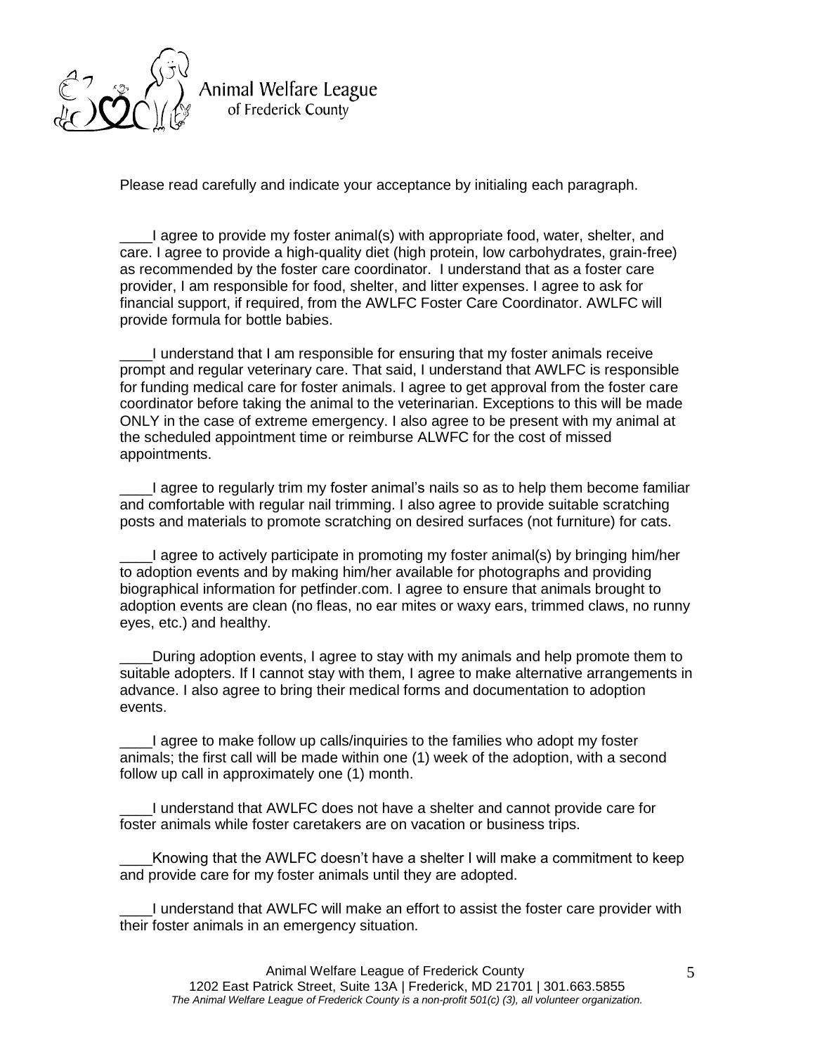Animal Welfare League of Frederick County

Please read carefully and indicate your acceptance by initialing each paragraph.

____I agree to provide my foster animal(s) with appropriate food, water, shelter, and care. I agree to provide a high-quality diet (high protein, low carbohydrates, grain-free) as recommended by the foster care coordinator. I understand that as a foster care provider, I am responsible for food, shelter, and litter expenses. I agree to ask for financial support, if required, from the AWLFC Foster Care Coordinator. AWLFC will provide formula for bottle babies.

____I understand that I am responsible for ensuring that my foster animals receive prompt and regular veterinary care. That said, I understand that AWLFC is responsible for funding medical care for foster animals. I agree to get approval from the foster care coordinator before taking the animal to the veterinarian. Exceptions to this will be made ONLY in the case of extreme emergency. I also agree to be present with my animal at the scheduled appointment time or reimburse ALWFC for the cost of missed appointments.

____I agree to regularly trim my foster animal's nails so as to help them become familiar and comfortable with regular nail trimming. I also agree to provide suitable scratching posts and materials to promote scratching on desired surfaces (not furniture) for cats.

____I agree to actively participate in promoting my foster animal(s) by bringing him/her to adoption events and by making him/her available for photographs and providing biographical information for petfinder.com. I agree to ensure that animals brought to adoption events are clean (no fleas, no ear mites or waxy ears, trimmed claws, no runny eyes, etc.) and healthy.

____During adoption events, I agree to stay with my animals and help promote them to suitable adopters. If I cannot stay with them, I agree to make alternative arrangements in advance. I also agree to bring their medical forms and documentation to adoption events.

____I agree to make follow up calls/inquiries to the families who adopt my foster animals; the first call will be made within one (1) week of the adoption, with a second follow up call in approximately one (1) month.

____I understand that AWLFC does not have a shelter and cannot provide care for foster animals while foster caretakers are on vacation or business trips.

____Knowing that the AWLFC doesn't have a shelter I will make a commitment to keep and provide care for my foster animals until they are adopted.

____I understand that AWLFC will make an effort to assist the foster care provider with their foster animals in an emergency situation.

Animal Welfare League of Frederick County
1202 East Patrick Street, Suite 13A | Frederick, MD 21701 | 301.663.5855
*The Animal Welfare League of Frederick County is a non-profit 501(c) (3), all volunteer organization.*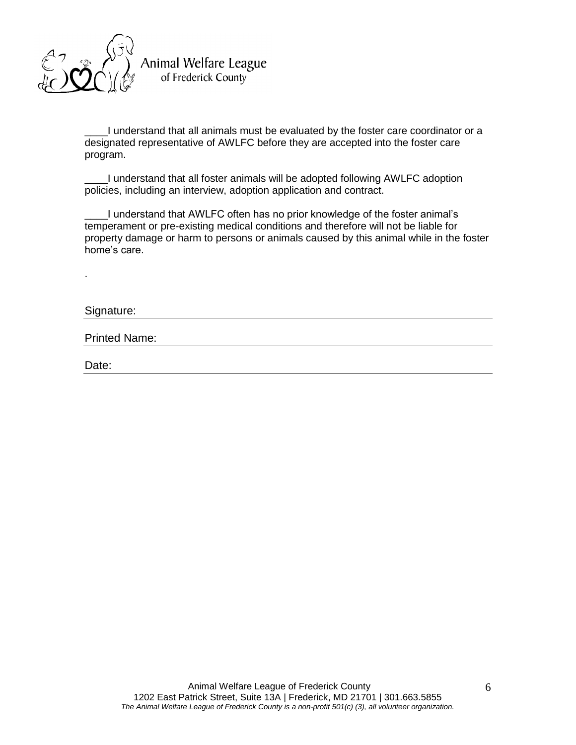Animal Welfare League
of Frederick County

____I understand that all animals must be evaluated by the foster care coordinator or a designated representative of AWLFC before they are accepted into the foster care program.

____I understand that all foster animals will be adopted following AWLFC adoption policies, including an interview, adoption application and contract.

____I understand that AWLFC often has no prior knowledge of the foster animal's temperament or pre-existing medical conditions and therefore will not be liable for property damage or harm to persons or animals caused by this animal while in the foster home's care.

.

Signature: ______________________________

Printed Name: ______________________________

Date: ______________________________

Animal Welfare League of Frederick County
1202 East Patrick Street, Suite 13A | Frederick, MD 21701 | 301.663.5855
*The Animal Welfare League of Frederick County is a non-profit 501(c) (3), all volunteer organization.*